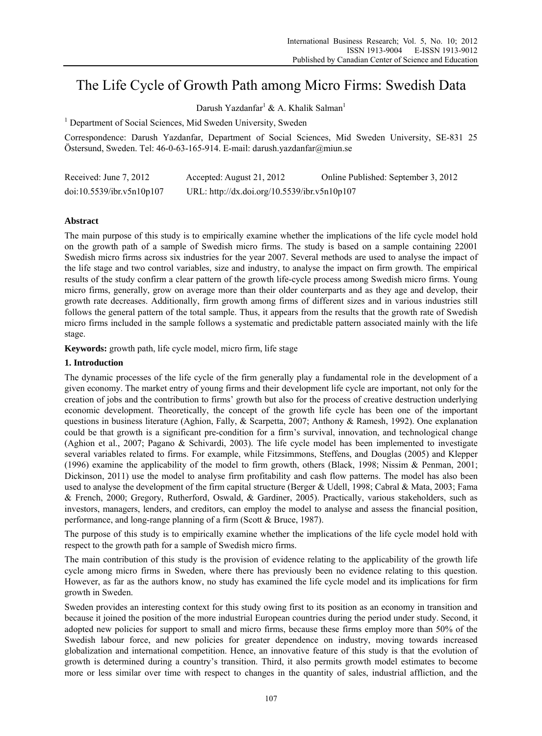# The Life Cycle of Growth Path among Micro Firms: Swedish Data

Darush Yazdanfar[1] & A. Khalik Salman[1]

[1] Department of Social Sciences, Mid Sweden University, Sweden

Correspondence: Darush Yazdanfar, Department of Social Sciences, Mid Sweden University, SE-831 25 Östersund, Sweden. Tel: 46-0-63-165-914. E-mail: darush.yazdanfar@miun.se

| Received: June 7, 2012 | Accepted: August 21, 2012 | Online Published: September 3, 2012 |
|---|---|---|
| doi:10.5539/ibr.v5n10p107 | URL: http://dx.doi.org/10.5539/ibr.v5n10p107 | |

## Abstract

The main purpose of this study is to empirically examine whether the implications of the life cycle model hold on the growth path of a sample of Swedish micro firms. The study is based on a sample containing 22001 Swedish micro firms across six industries for the year 2007. Several methods are used to analyse the impact of the life stage and two control variables, size and industry, to analyse the impact on firm growth. The empirical results of the study confirm a clear pattern of the growth life-cycle process among Swedish micro firms. Young micro firms, generally, grow on average more than their older counterparts and as they age and develop, their growth rate decreases. Additionally, firm growth among firms of different sizes and in various industries still follows the general pattern of the total sample. Thus, it appears from the results that the growth rate of Swedish micro firms included in the sample follows a systematic and predictable pattern associated mainly with the life stage.

**Keywords:** growth path, life cycle model, micro firm, life stage

## 1. Introduction

The dynamic processes of the life cycle of the firm generally play a fundamental role in the development of a given economy. The market entry of young firms and their development life cycle are important, not only for the creation of jobs and the contribution to firms' growth but also for the process of creative destruction underlying economic development. Theoretically, the concept of the growth life cycle has been one of the important questions in business literature (Aghion, Fally, & Scarpetta, 2007; Anthony & Ramesh, 1992). One explanation could be that growth is a significant pre-condition for a firm's survival, innovation, and technological change (Aghion et al., 2007; Pagano & Schivardi, 2003). The life cycle model has been implemented to investigate several variables related to firms. For example, while Fitzsimmons, Steffens, and Douglas (2005) and Klepper (1996) examine the applicability of the model to firm growth, others (Black, 1998; Nissim & Penman, 2001; Dickinson, 2011) use the model to analyse firm profitability and cash flow patterns. The model has also been used to analyse the development of the firm capital structure (Berger & Udell, 1998; Cabral & Mata, 2003; Fama & French, 2000; Gregory, Rutherford, Oswald, & Gardiner, 2005). Practically, various stakeholders, such as investors, managers, lenders, and creditors, can employ the model to analyse and assess the financial position, performance, and long-range planning of a firm (Scott & Bruce, 1987).

The purpose of this study is to empirically examine whether the implications of the life cycle model hold with respect to the growth path for a sample of Swedish micro firms.

The main contribution of this study is the provision of evidence relating to the applicability of the growth life cycle among micro firms in Sweden, where there has previously been no evidence relating to this question. However, as far as the authors know, no study has examined the life cycle model and its implications for firm growth in Sweden.

Sweden provides an interesting context for this study owing first to its position as an economy in transition and because it joined the position of the more industrial European countries during the period under study. Second, it adopted new policies for support to small and micro firms, because these firms employ more than 50% of the Swedish labour force, and new policies for greater dependence on industry, moving towards increased globalization and international competition. Hence, an innovative feature of this study is that the evolution of growth is determined during a country's transition. Third, it also permits growth model estimates to become more or less similar over time with respect to changes in the quantity of sales, industrial affliction, and the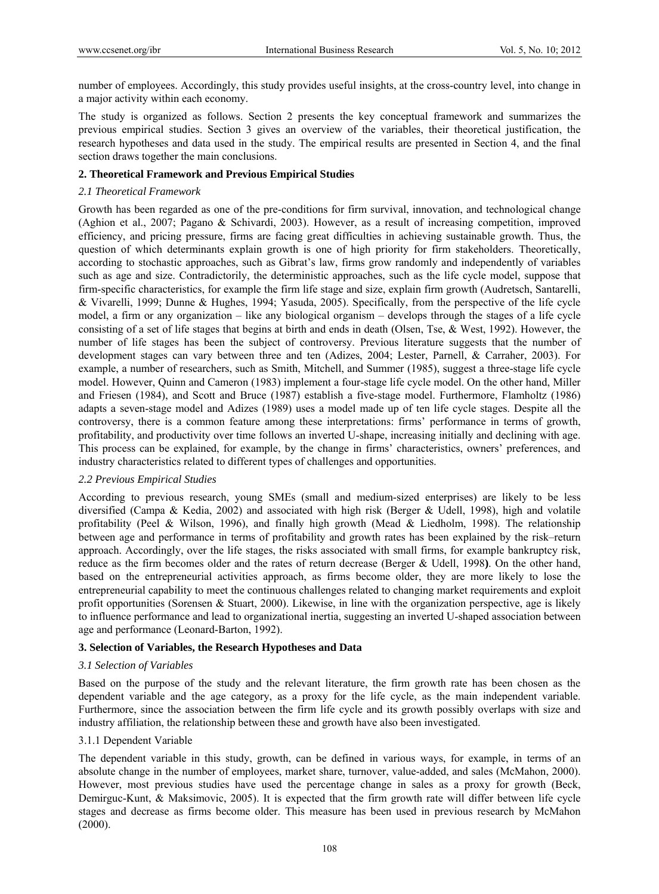number of employees. Accordingly, this study provides useful insights, at the cross-country level, into change in a major activity within each economy.

The study is organized as follows. Section 2 presents the key conceptual framework and summarizes the previous empirical studies. Section 3 gives an overview of the variables, their theoretical justification, the research hypotheses and data used in the study. The empirical results are presented in Section 4, and the final section draws together the main conclusions.

## 2. Theoretical Framework and Previous Empirical Studies

### *2.1 Theoretical Framework*

Growth has been regarded as one of the pre-conditions for firm survival, innovation, and technological change (Aghion et al., 2007; Pagano & Schivardi, 2003). However, as a result of increasing competition, improved efficiency, and pricing pressure, firms are facing great difficulties in achieving sustainable growth. Thus, the question of which determinants explain growth is one of high priority for firm stakeholders. Theoretically, according to stochastic approaches, such as Gibrat's law, firms grow randomly and independently of variables such as age and size. Contradictorily, the deterministic approaches, such as the life cycle model, suppose that firm-specific characteristics, for example the firm life stage and size, explain firm growth (Audretsch, Santarelli, & Vivarelli, 1999; Dunne & Hughes, 1994; Yasuda, 2005). Specifically, from the perspective of the life cycle model, a firm or any organization – like any biological organism – develops through the stages of a life cycle consisting of a set of life stages that begins at birth and ends in death (Olsen, Tse, & West, 1992). However, the number of life stages has been the subject of controversy. Previous literature suggests that the number of development stages can vary between three and ten (Adizes, 2004; Lester, Parnell, & Carraher, 2003). For example, a number of researchers, such as Smith, Mitchell, and Summer (1985), suggest a three-stage life cycle model. However, Quinn and Cameron (1983) implement a four-stage life cycle model. On the other hand, Miller and Friesen (1984), and Scott and Bruce (1987) establish a five-stage model. Furthermore, Flamholtz (1986) adapts a seven-stage model and Adizes (1989) uses a model made up of ten life cycle stages. Despite all the controversy, there is a common feature among these interpretations: firms' performance in terms of growth, profitability, and productivity over time follows an inverted U-shape, increasing initially and declining with age. This process can be explained, for example, by the change in firms' characteristics, owners' preferences, and industry characteristics related to different types of challenges and opportunities.

### *2.2 Previous Empirical Studies*

According to previous research, young SMEs (small and medium-sized enterprises) are likely to be less diversified (Campa & Kedia, 2002) and associated with high risk (Berger & Udell, 1998), high and volatile profitability (Peel & Wilson, 1996), and finally high growth (Mead & Liedholm, 1998). The relationship between age and performance in terms of profitability and growth rates has been explained by the risk–return approach. Accordingly, over the life stages, the risks associated with small firms, for example bankruptcy risk, reduce as the firm becomes older and the rates of return decrease (Berger & Udell, 1998). On the other hand, based on the entrepreneurial activities approach, as firms become older, they are more likely to lose the entrepreneurial capability to meet the continuous challenges related to changing market requirements and exploit profit opportunities (Sorensen & Stuart, 2000). Likewise, in line with the organization perspective, age is likely to influence performance and lead to organizational inertia, suggesting an inverted U-shaped association between age and performance (Leonard-Barton, 1992).

## 3. Selection of Variables, the Research Hypotheses and Data

### *3.1 Selection of Variables*

Based on the purpose of the study and the relevant literature, the firm growth rate has been chosen as the dependent variable and the age category, as a proxy for the life cycle, as the main independent variable. Furthermore, since the association between the firm life cycle and its growth possibly overlaps with size and industry affiliation, the relationship between these and growth have also been investigated.

#### 3.1.1 Dependent Variable

The dependent variable in this study, growth, can be defined in various ways, for example, in terms of an absolute change in the number of employees, market share, turnover, value-added, and sales (McMahon, 2000). However, most previous studies have used the percentage change in sales as a proxy for growth (Beck, Demirguc-Kunt, & Maksimovic, 2005). It is expected that the firm growth rate will differ between life cycle stages and decrease as firms become older. This measure has been used in previous research by McMahon (2000).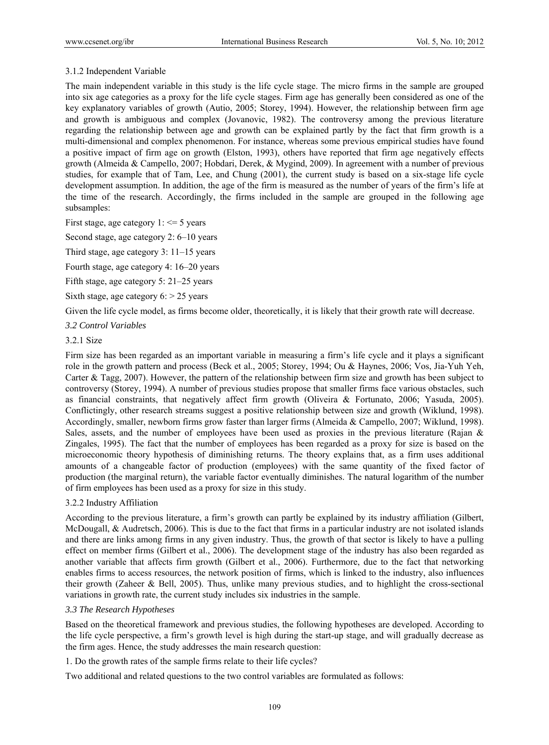#### 3.1.2 Independent Variable

The main independent variable in this study is the life cycle stage. The micro firms in the sample are grouped into six age categories as a proxy for the life cycle stages. Firm age has generally been considered as one of the key explanatory variables of growth (Autio, 2005; Storey, 1994). However, the relationship between firm age and growth is ambiguous and complex (Jovanovic, 1982). The controversy among the previous literature regarding the relationship between age and growth can be explained partly by the fact that firm growth is a multi-dimensional and complex phenomenon. For instance, whereas some previous empirical studies have found a positive impact of firm age on growth (Elston, 1993), others have reported that firm age negatively effects growth (Almeida & Campello, 2007; Hobdari, Derek, & Mygind, 2009). In agreement with a number of previous studies, for example that of Tam, Lee, and Chung (2001), the current study is based on a six-stage life cycle development assumption. In addition, the age of the firm is measured as the number of years of the firm's life at the time of the research. Accordingly, the firms included in the sample are grouped in the following age subsamples:

First stage, age category 1: <= 5 years

Second stage, age category 2: 6–10 years

Third stage, age category 3: 11–15 years

Fourth stage, age category 4: 16–20 years

Fifth stage, age category 5: 21–25 years

Sixth stage, age category 6: > 25 years

Given the life cycle model, as firms become older, theoretically, it is likely that their growth rate will decrease.

### *3.2 Control Variables*

#### 3.2.1 Size

Firm size has been regarded as an important variable in measuring a firm's life cycle and it plays a significant role in the growth pattern and process (Beck et al., 2005; Storey, 1994; Ou & Haynes, 2006; Vos, Jia-Yuh Yeh, Carter & Tagg, 2007). However, the pattern of the relationship between firm size and growth has been subject to controversy (Storey, 1994). A number of previous studies propose that smaller firms face various obstacles, such as financial constraints, that negatively affect firm growth (Oliveira & Fortunato, 2006; Yasuda, 2005). Conflictingly, other research streams suggest a positive relationship between size and growth (Wiklund, 1998). Accordingly, smaller, newborn firms grow faster than larger firms (Almeida & Campello, 2007; Wiklund, 1998). Sales, assets, and the number of employees have been used as proxies in the previous literature (Rajan & Zingales, 1995). The fact that the number of employees has been regarded as a proxy for size is based on the microeconomic theory hypothesis of diminishing returns. The theory explains that, as a firm uses additional amounts of a changeable factor of production (employees) with the same quantity of the fixed factor of production (the marginal return), the variable factor eventually diminishes. The natural logarithm of the number of firm employees has been used as a proxy for size in this study.

#### 3.2.2 Industry Affiliation

According to the previous literature, a firm's growth can partly be explained by its industry affiliation (Gilbert, McDougall, & Audretsch, 2006). This is due to the fact that firms in a particular industry are not isolated islands and there are links among firms in any given industry. Thus, the growth of that sector is likely to have a pulling effect on member firms (Gilbert et al., 2006). The development stage of the industry has also been regarded as another variable that affects firm growth (Gilbert et al., 2006). Furthermore, due to the fact that networking enables firms to access resources, the network position of firms, which is linked to the industry, also influences their growth (Zaheer & Bell, 2005). Thus, unlike many previous studies, and to highlight the cross-sectional variations in growth rate, the current study includes six industries in the sample.

### *3.3 The Research Hypotheses*

Based on the theoretical framework and previous studies, the following hypotheses are developed. According to the life cycle perspective, a firm's growth level is high during the start-up stage, and will gradually decrease as the firm ages. Hence, the study addresses the main research question:

1. Do the growth rates of the sample firms relate to their life cycles?

Two additional and related questions to the two control variables are formulated as follows: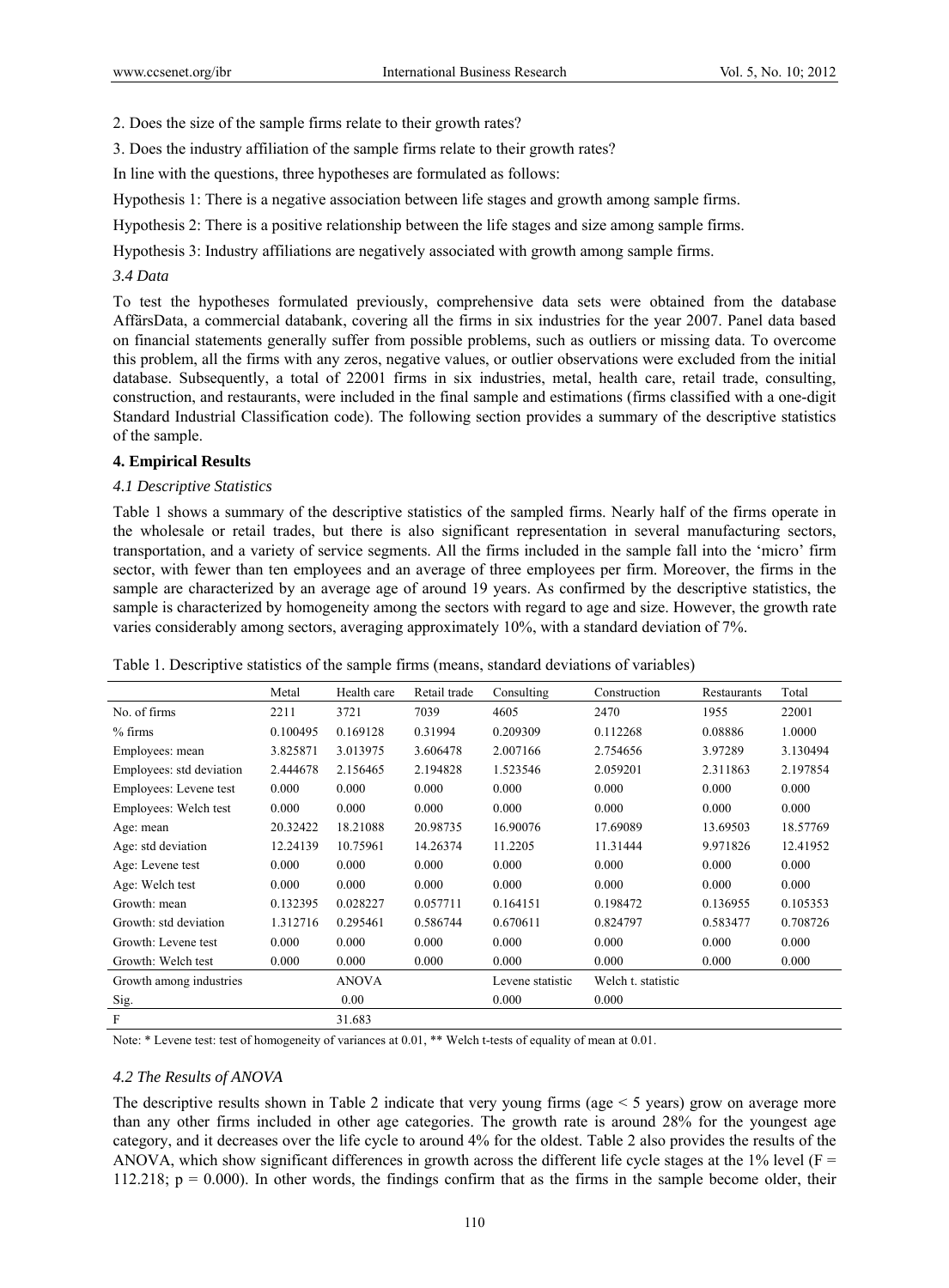2. Does the size of the sample firms relate to their growth rates?

3. Does the industry affiliation of the sample firms relate to their growth rates?

In line with the questions, three hypotheses are formulated as follows:

Hypothesis 1: There is a negative association between life stages and growth among sample firms.

Hypothesis 2: There is a positive relationship between the life stages and size among sample firms.

Hypothesis 3: Industry affiliations are negatively associated with growth among sample firms.

### *3.4 Data*

To test the hypotheses formulated previously, comprehensive data sets were obtained from the database AffärsData, a commercial databank, covering all the firms in six industries for the year 2007. Panel data based on financial statements generally suffer from possible problems, such as outliers or missing data. To overcome this problem, all the firms with any zeros, negative values, or outlier observations were excluded from the initial database. Subsequently, a total of 22001 firms in six industries, metal, health care, retail trade, consulting, construction, and restaurants, were included in the final sample and estimations (firms classified with a one-digit Standard Industrial Classification code). The following section provides a summary of the descriptive statistics of the sample.

## 4. Empirical Results

### *4.1 Descriptive Statistics*

Table 1 shows a summary of the descriptive statistics of the sampled firms. Nearly half of the firms operate in the wholesale or retail trades, but there is also significant representation in several manufacturing sectors, transportation, and a variety of service segments. All the firms included in the sample fall into the 'micro' firm sector, with fewer than ten employees and an average of three employees per firm. Moreover, the firms in the sample are characterized by an average age of around 19 years. As confirmed by the descriptive statistics, the sample is characterized by homogeneity among the sectors with regard to age and size. However, the growth rate varies considerably among sectors, averaging approximately 10%, with a standard deviation of 7%.

Table 1. Descriptive statistics of the sample firms (means, standard deviations of variables)

| | Metal | Health care | Retail trade | Consulting | Construction | Restaurants | Total |
|---|---|---|---|---|---|---|---|
| No. of firms | 2211 | 3721 | 7039 | 4605 | 2470 | 1955 | 22001 |
| % firms | 0.100495 | 0.169128 | 0.31994 | 0.209309 | 0.112268 | 0.08886 | 1.0000 |
| Employees: mean | 3.825871 | 3.013975 | 3.606478 | 2.007166 | 2.754656 | 3.97289 | 3.130494 |
| Employees: std deviation | 2.444678 | 2.156465 | 2.194828 | 1.523546 | 2.059201 | 2.311863 | 2.197854 |
| Employees: Levene test | 0.000 | 0.000 | 0.000 | 0.000 | 0.000 | 0.000 | 0.000 |
| Employees: Welch test | 0.000 | 0.000 | 0.000 | 0.000 | 0.000 | 0.000 | 0.000 |
| Age: mean | 20.32422 | 18.21088 | 20.98735 | 16.90076 | 17.69089 | 13.69503 | 18.57769 |
| Age: std deviation | 12.24139 | 10.75961 | 14.26374 | 11.2205 | 11.31444 | 9.971826 | 12.41952 |
| Age: Levene test | 0.000 | 0.000 | 0.000 | 0.000 | 0.000 | 0.000 | 0.000 |
| Age: Welch test | 0.000 | 0.000 | 0.000 | 0.000 | 0.000 | 0.000 | 0.000 |
| Growth: mean | 0.132395 | 0.028227 | 0.057711 | 0.164151 | 0.198472 | 0.136955 | 0.105353 |
| Growth: std deviation | 1.312716 | 0.295461 | 0.586744 | 0.670611 | 0.824797 | 0.583477 | 0.708726 |
| Growth: Levene test | 0.000 | 0.000 | 0.000 | 0.000 | 0.000 | 0.000 | 0.000 |
| Growth: Welch test | 0.000 | 0.000 | 0.000 | 0.000 | 0.000 | 0.000 | 0.000 |
| Growth among industries | | ANOVA | | Levene statistic | Welch t. statistic | | |
| Sig. | | 0.00 | | 0.000 | 0.000 | | |
| F | | 31.683 | | | | | |

Note: * Levene test: test of homogeneity of variances at 0.01, ** Welch t-tests of equality of mean at 0.01.

### *4.2 The Results of ANOVA*

The descriptive results shown in Table 2 indicate that very young firms (age < 5 years) grow on average more than any other firms included in other age categories. The growth rate is around 28% for the youngest age category, and it decreases over the life cycle to around 4% for the oldest. Table 2 also provides the results of the ANOVA, which show significant differences in growth across the different life cycle stages at the 1% level ($F = 112.218$; $p = 0.000$). In other words, the findings confirm that as the firms in the sample become older, their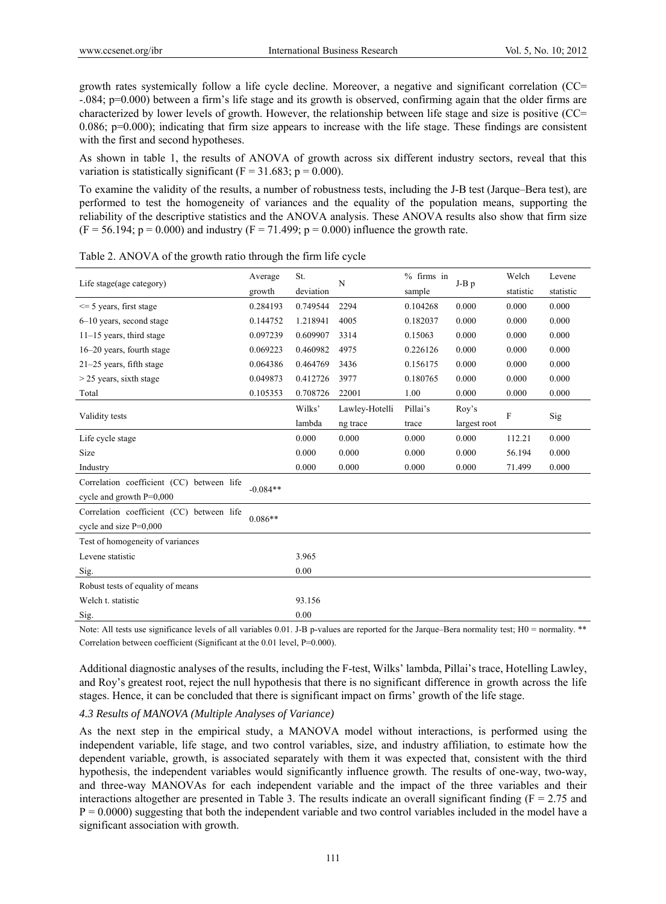growth rates systemically follow a life cycle decline. Moreover, a negative and significant correlation (CC= -.084; p=0.000) between a firm's life stage and its growth is observed, confirming again that the older firms are characterized by lower levels of growth. However, the relationship between life stage and size is positive (CC= 0.086; p=0.000); indicating that firm size appears to increase with the life stage. These findings are consistent with the first and second hypotheses.

As shown in table 1, the results of ANOVA of growth across six different industry sectors, reveal that this variation is statistically significant ($F = 31.683$; $p = 0.000$).

To examine the validity of the results, a number of robustness tests, including the J-B test (Jarque–Bera test), are performed to test the homogeneity of variances and the equality of the population means, supporting the reliability of the descriptive statistics and the ANOVA analysis. These ANOVA results also show that firm size ($F = 56.194$; $p = 0.000$) and industry ($F = 71.499$; $p = 0.000$) influence the growth rate.

Table 2. ANOVA of the growth ratio through the firm life cycle

| Life stage(age category) | Average growth | St. deviation | N | % firms in sample | J-B p | Welch statistic | Levene statistic |
|---|---|---|---|---|---|---|---|
| <= 5 years, first stage | 0.284193 | 0.749544 | 2294 | 0.104268 | 0.000 | 0.000 | 0.000 |
| 6–10 years, second stage | 0.144752 | 1.218941 | 4005 | 0.182037 | 0.000 | 0.000 | 0.000 |
| 11–15 years, third stage | 0.097239 | 0.609907 | 3314 | 0.15063 | 0.000 | 0.000 | 0.000 |
| 16–20 years, fourth stage | 0.069223 | 0.460982 | 4975 | 0.226126 | 0.000 | 0.000 | 0.000 |
| 21–25 years, fifth stage | 0.064386 | 0.464769 | 3436 | 0.156175 | 0.000 | 0.000 | 0.000 |
| > 25 years, sixth stage | 0.049873 | 0.412726 | 3977 | 0.180765 | 0.000 | 0.000 | 0.000 |
| Total | 0.105353 | 0.708726 | 22001 | 1.00 | 0.000 | 0.000 | 0.000 |
| Validity tests | | Wilks' lambda | Lawley-Hotelling trace | Pillai's trace | Roy's largest root | F | Sig |
| Life cycle stage | | 0.000 | 0.000 | 0.000 | 0.000 | 112.21 | 0.000 |
| Size | | 0.000 | 0.000 | 0.000 | 0.000 | 56.194 | 0.000 |
| Industry | | 0.000 | 0.000 | 0.000 | 0.000 | 71.499 | 0.000 |
| Correlation coefficient (CC) between life cycle and growth P=0,000 | -0.084** | | | | | | |
| Correlation coefficient (CC) between life cycle and size P=0,000 | 0.086** | | | | | | |
| Test of homogeneity of variances | | | | | | | |
| Levene statistic | | 3.965 | | | | | |
| Sig. | | 0.00 | | | | | |
| Robust tests of equality of means | | | | | | | |
| Welch t. statistic | | 93.156 | | | | | |
| Sig. | | 0.00 | | | | | |

Note: All tests use significance levels of all variables 0.01. J-B p-values are reported for the Jarque–Bera normality test; H0 = normality. ** Correlation between coefficient (Significant at the 0.01 level, P=0.000).

Additional diagnostic analyses of the results, including the F-test, Wilks' lambda, Pillai's trace, Hotelling Lawley, and Roy's greatest root, reject the null hypothesis that there is no significant difference in growth across the life stages. Hence, it can be concluded that there is significant impact on firms' growth of the life stage.

### *4.3 Results of MANOVA (Multiple Analyses of Variance)*

As the next step in the empirical study, a MANOVA model without interactions, is performed using the independent variable, life stage, and two control variables, size, and industry affiliation, to estimate how the dependent variable, growth, is associated separately with them it was expected that, consistent with the third hypothesis, the independent variables would significantly influence growth. The results of one-way, two-way, and three-way MANOVAs for each independent variable and the impact of the three variables and their interactions altogether are presented in Table 3. The results indicate an overall significant finding ($F = 2.75$ and $P = 0.0000$) suggesting that both the independent variable and two control variables included in the model have a significant association with growth.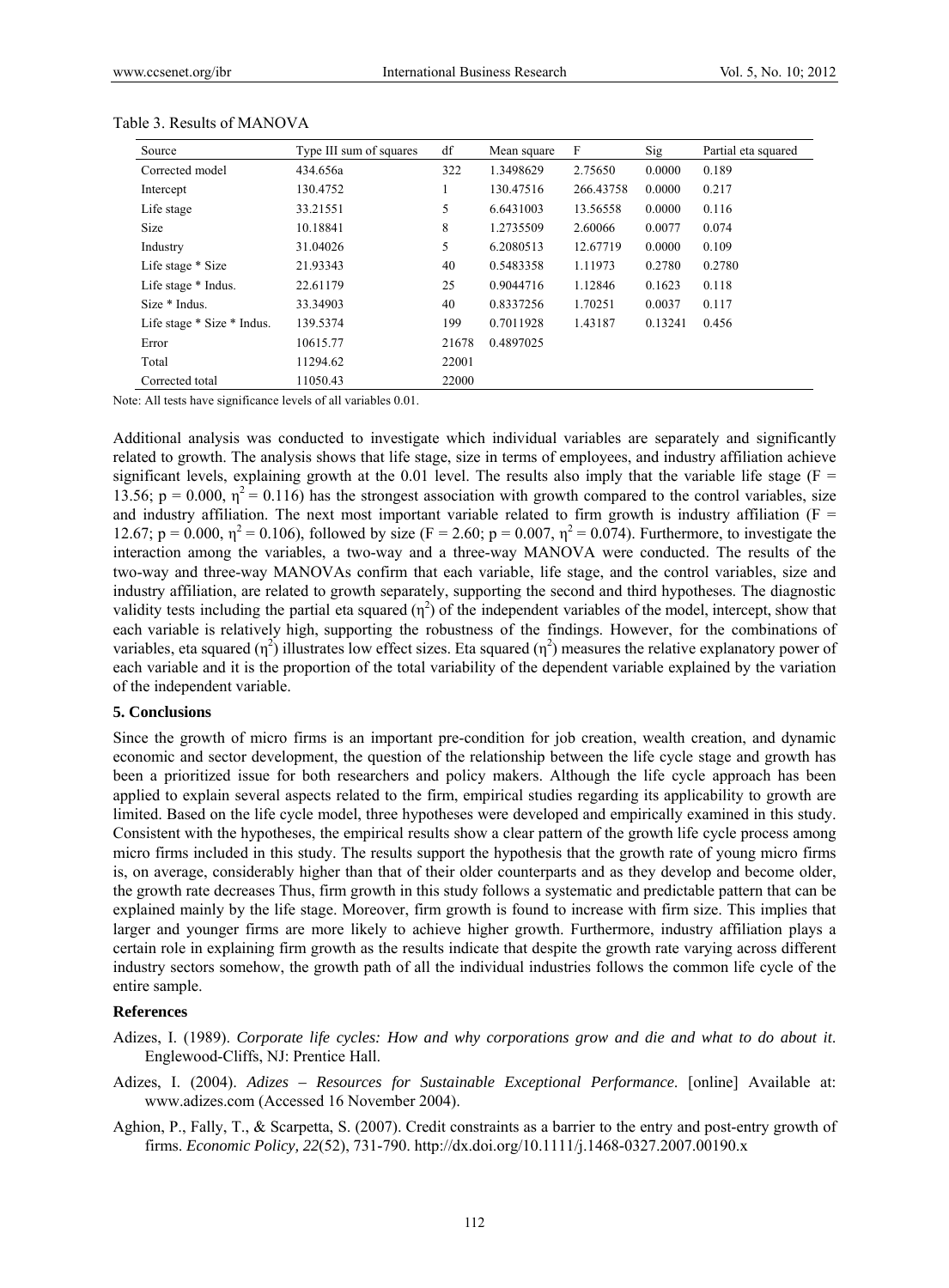Table 3. Results of MANOVA

| Source | Type III sum of squares | df | Mean square | F | Sig | Partial eta squared |
|---|---|---|---|---|---|---|
| Corrected model | 434.656a | 322 | 1.3498629 | 2.75650 | 0.0000 | 0.189 |
| Intercept | 130.4752 | 1 | 130.47516 | 266.43758 | 0.0000 | 0.217 |
| Life stage | 33.21551 | 5 | 6.6431003 | 13.56558 | 0.0000 | 0.116 |
| Size | 10.18841 | 8 | 1.2735509 | 2.60066 | 0.0077 | 0.074 |
| Industry | 31.04026 | 5 | 6.2080513 | 12.67719 | 0.0000 | 0.109 |
| Life stage * Size | 21.93343 | 40 | 0.5483358 | 1.11973 | 0.2780 | 0.2780 |
| Life stage * Indus. | 22.61179 | 25 | 0.9044716 | 1.12846 | 0.1623 | 0.118 |
| Size * Indus. | 33.34903 | 40 | 0.8337256 | 1.70251 | 0.0037 | 0.117 |
| Life stage * Size * Indus. | 139.5374 | 199 | 0.7011928 | 1.43187 | 0.13241 | 0.456 |
| Error | 10615.77 | 21678 | 0.4897025 | | | |
| Total | 11294.62 | 22001 | | | | |
| Corrected total | 11050.43 | 22000 | | | | |

Note: All tests have significance levels of all variables 0.01.

Additional analysis was conducted to investigate which individual variables are separately and significantly related to growth. The analysis shows that life stage, size in terms of employees, and industry affiliation achieve significant levels, explaining growth at the 0.01 level. The results also imply that the variable life stage ($F = 13.56$; $p = 0.000$, $\eta^2 = 0.116$) has the strongest association with growth compared to the control variables, size and industry affiliation. The next most important variable related to firm growth is industry affiliation ($F = 12.67$; $p = 0.000$, $\eta^2 = 0.106$), followed by size ($F = 2.60$; $p = 0.007$, $\eta^2 = 0.074$). Furthermore, to investigate the interaction among the variables, a two-way and a three-way MANOVA were conducted. The results of the two-way and three-way MANOVAs confirm that each variable, life stage, and the control variables, size and industry affiliation, are related to growth separately, supporting the second and third hypotheses. The diagnostic validity tests including the partial eta squared ($\eta^2$) of the independent variables of the model, intercept, show that each variable is relatively high, supporting the robustness of the findings. However, for the combinations of variables, eta squared ($\eta^2$) illustrates low effect sizes. Eta squared ($\eta^2$) measures the relative explanatory power of each variable and it is the proportion of the total variability of the dependent variable explained by the variation of the independent variable.

## 5. Conclusions

Since the growth of micro firms is an important pre-condition for job creation, wealth creation, and dynamic economic and sector development, the question of the relationship between the life cycle stage and growth has been a prioritized issue for both researchers and policy makers. Although the life cycle approach has been applied to explain several aspects related to the firm, empirical studies regarding its applicability to growth are limited. Based on the life cycle model, three hypotheses were developed and empirically examined in this study. Consistent with the hypotheses, the empirical results show a clear pattern of the growth life cycle process among micro firms included in this study. The results support the hypothesis that the growth rate of young micro firms is, on average, considerably higher than that of their older counterparts and as they develop and become older, the growth rate decreases Thus, firm growth in this study follows a systematic and predictable pattern that can be explained mainly by the life stage. Moreover, firm growth is found to increase with firm size. This implies that larger and younger firms are more likely to achieve higher growth. Furthermore, industry affiliation plays a certain role in explaining firm growth as the results indicate that despite the growth rate varying across different industry sectors somehow, the growth path of all the individual industries follows the common life cycle of the entire sample.

## References

Adizes, I. (1989). *Corporate life cycles: How and why corporations grow and die and what to do about it*. Englewood-Cliffs, NJ: Prentice Hall.

Adizes, I. (2004). *Adizes – Resources for Sustainable Exceptional Performance*. [online] Available at: www.adizes.com (Accessed 16 November 2004).

Aghion, P., Fally, T., & Scarpetta, S. (2007). Credit constraints as a barrier to the entry and post-entry growth of firms. *Economic Policy, 22*(52), 731-790. http://dx.doi.org/10.1111/j.1468-0327.2007.00190.x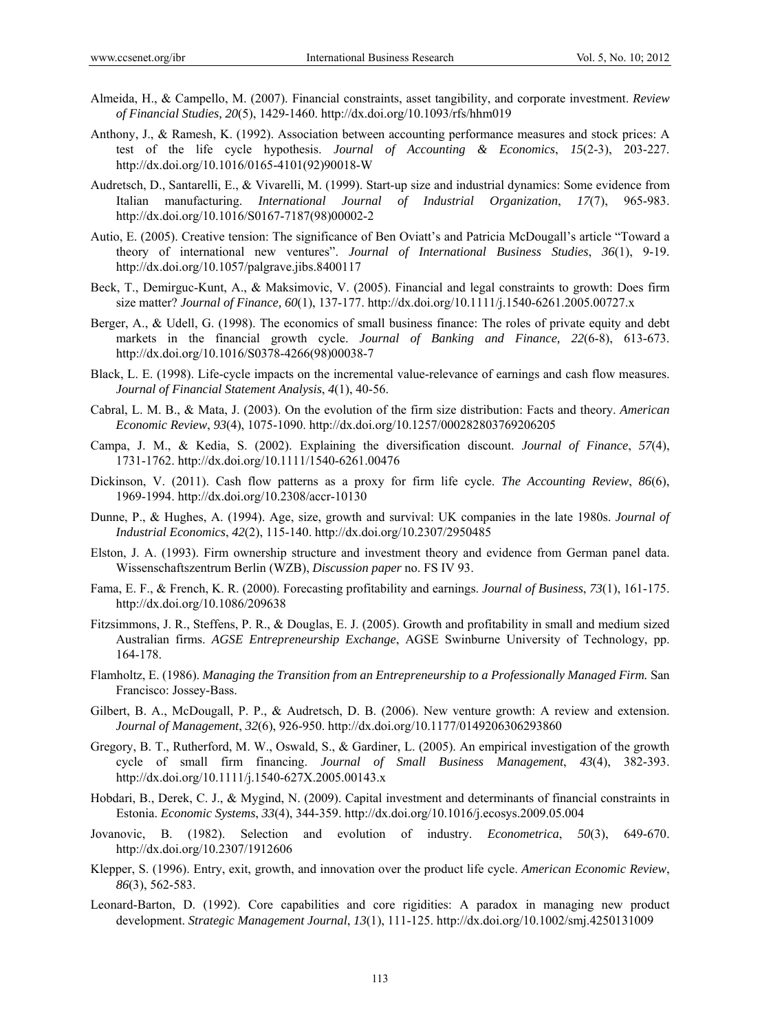Almeida, H., & Campello, M. (2007). Financial constraints, asset tangibility, and corporate investment. *Review of Financial Studies, 20*(5), 1429-1460. http://dx.doi.org/10.1093/rfs/hhm019

Anthony, J., & Ramesh, K. (1992). Association between accounting performance measures and stock prices: A test of the life cycle hypothesis. *Journal of Accounting & Economics*, *15*(2-3), 203-227. http://dx.doi.org/10.1016/0165-4101(92)90018-W

Audretsch, D., Santarelli, E., & Vivarelli, M. (1999). Start-up size and industrial dynamics: Some evidence from Italian manufacturing. *International Journal of Industrial Organization*, *17*(7), 965-983. http://dx.doi.org/10.1016/S0167-7187(98)00002-2

Autio, E. (2005). Creative tension: The significance of Ben Oviatt's and Patricia McDougall's article "Toward a theory of international new ventures". *Journal of International Business Studies*, *36*(1), 9-19. http://dx.doi.org/10.1057/palgrave.jibs.8400117

Beck, T., Demirguc-Kunt, A., & Maksimovic, V. (2005). Financial and legal constraints to growth: Does firm size matter? *Journal of Finance, 60*(1), 137-177. http://dx.doi.org/10.1111/j.1540-6261.2005.00727.x

Berger, A., & Udell, G. (1998). The economics of small business finance: The roles of private equity and debt markets in the financial growth cycle. *Journal of Banking and Finance, 22*(6-8), 613-673. http://dx.doi.org/10.1016/S0378-4266(98)00038-7

Black, L. E. (1998). Life-cycle impacts on the incremental value-relevance of earnings and cash flow measures. *Journal of Financial Statement Analysis*, *4*(1), 40-56.

Cabral, L. M. B., & Mata, J. (2003). On the evolution of the firm size distribution: Facts and theory. *American Economic Review*, *93*(4), 1075-1090. http://dx.doi.org/10.1257/000282803769206205

Campa, J. M., & Kedia, S. (2002). Explaining the diversification discount. *Journal of Finance*, *57*(4), 1731-1762. http://dx.doi.org/10.1111/1540-6261.00476

Dickinson, V. (2011). Cash flow patterns as a proxy for firm life cycle. *The Accounting Review*, *86*(6), 1969-1994. http://dx.doi.org/10.2308/accr-10130

Dunne, P., & Hughes, A. (1994). Age, size, growth and survival: UK companies in the late 1980s. *Journal of Industrial Economics*, *42*(2), 115-140. http://dx.doi.org/10.2307/2950485

Elston, J. A. (1993). Firm ownership structure and investment theory and evidence from German panel data. Wissenschaftszentrum Berlin (WZB), *Discussion paper* no. FS IV 93.

Fama, E. F., & French, K. R. (2000). Forecasting profitability and earnings. *Journal of Business*, *73*(1), 161-175. http://dx.doi.org/10.1086/209638

Fitzsimmons, J. R., Steffens, P. R., & Douglas, E. J. (2005). Growth and profitability in small and medium sized Australian firms. *AGSE Entrepreneurship Exchange*, AGSE Swinburne University of Technology, pp. 164-178.

Flamholtz, E. (1986). *Managing the Transition from an Entrepreneurship to a Professionally Managed Firm.* San Francisco: Jossey-Bass.

Gilbert, B. A., McDougall, P. P., & Audretsch, D. B. (2006). New venture growth: A review and extension. *Journal of Management*, *32*(6), 926-950. http://dx.doi.org/10.1177/0149206306293860

Gregory, B. T., Rutherford, M. W., Oswald, S., & Gardiner, L. (2005). An empirical investigation of the growth cycle of small firm financing. *Journal of Small Business Management*, *43*(4), 382-393. http://dx.doi.org/10.1111/j.1540-627X.2005.00143.x

Hobdari, B., Derek, C. J., & Mygind, N. (2009). Capital investment and determinants of financial constraints in Estonia. *Economic Systems*, *33*(4), 344-359. http://dx.doi.org/10.1016/j.ecosys.2009.05.004

Jovanovic, B. (1982). Selection and evolution of industry. *Econometrica*, *50*(3), 649-670. http://dx.doi.org/10.2307/1912606

Klepper, S. (1996). Entry, exit, growth, and innovation over the product life cycle. *American Economic Review*, *86*(3), 562-583.

Leonard-Barton, D. (1992). Core capabilities and core rigidities: A paradox in managing new product development. *Strategic Management Journal*, *13*(1), 111-125. http://dx.doi.org/10.1002/smj.4250131009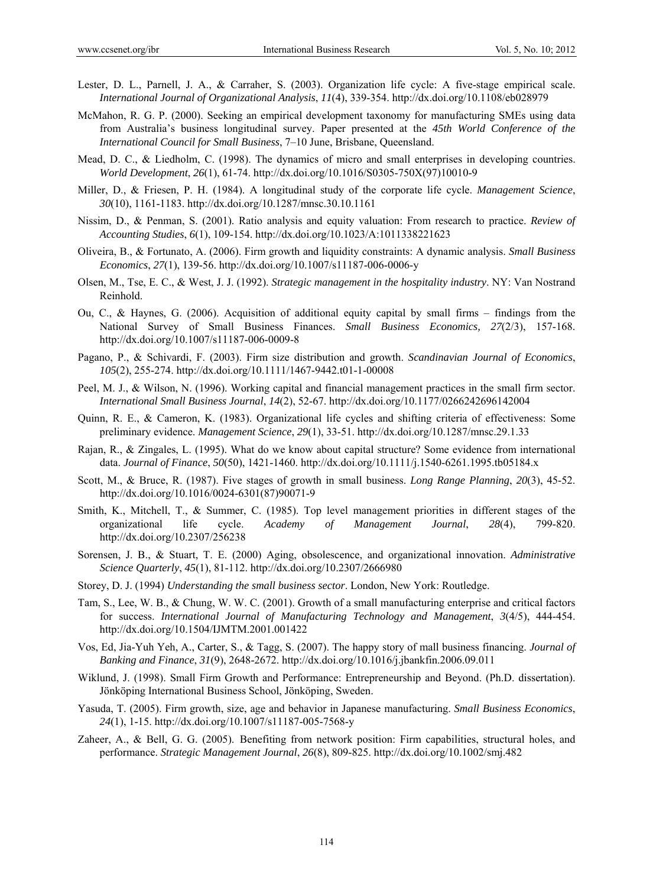Lester, D. L., Parnell, J. A., & Carraher, S. (2003). Organization life cycle: A five-stage empirical scale. *International Journal of Organizational Analysis*, *11*(4), 339-354. http://dx.doi.org/10.1108/eb028979

McMahon, R. G. P. (2000). Seeking an empirical development taxonomy for manufacturing SMEs using data from Australia's business longitudinal survey. Paper presented at the *45th World Conference of the International Council for Small Business*, 7–10 June, Brisbane, Queensland.

Mead, D. C., & Liedholm, C. (1998). The dynamics of micro and small enterprises in developing countries. *World Development*, *26*(1), 61-74. http://dx.doi.org/10.1016/S0305-750X(97)10010-9

Miller, D., & Friesen, P. H. (1984). A longitudinal study of the corporate life cycle. *Management Science*, *30*(10), 1161-1183. http://dx.doi.org/10.1287/mnsc.30.10.1161

Nissim, D., & Penman, S. (2001). Ratio analysis and equity valuation: From research to practice. *Review of Accounting Studies*, *6*(1), 109-154. http://dx.doi.org/10.1023/A:1011338221623

Oliveira, B., & Fortunato, A. (2006). Firm growth and liquidity constraints: A dynamic analysis. *Small Business Economics*, *27*(1), 139-56. http://dx.doi.org/10.1007/s11187-006-0006-y

Olsen, M., Tse, E. C., & West, J. J. (1992). *Strategic management in the hospitality industry*. NY: Van Nostrand Reinhold.

Ou, C., & Haynes, G. (2006). Acquisition of additional equity capital by small firms – findings from the National Survey of Small Business Finances. *Small Business Economics, 27*(2/3), 157-168. http://dx.doi.org/10.1007/s11187-006-0009-8

Pagano, P., & Schivardi, F. (2003). Firm size distribution and growth. *Scandinavian Journal of Economics*, *105*(2), 255-274. http://dx.doi.org/10.1111/1467-9442.t01-1-00008

Peel, M. J., & Wilson, N. (1996). Working capital and financial management practices in the small firm sector. *International Small Business Journal*, *14*(2), 52-67. http://dx.doi.org/10.1177/0266242696142004

Quinn, R. E., & Cameron, K. (1983). Organizational life cycles and shifting criteria of effectiveness: Some preliminary evidence. *Management Science*, *29*(1), 33-51. http://dx.doi.org/10.1287/mnsc.29.1.33

Rajan, R., & Zingales, L. (1995). What do we know about capital structure? Some evidence from international data. *Journal of Finance*, *50*(50), 1421-1460. http://dx.doi.org/10.1111/j.1540-6261.1995.tb05184.x

Scott, M., & Bruce, R. (1987). Five stages of growth in small business. *Long Range Planning*, *20*(3), 45-52. http://dx.doi.org/10.1016/0024-6301(87)90071-9

Smith, K., Mitchell, T., & Summer, C. (1985). Top level management priorities in different stages of the organizational life cycle. *Academy of Management Journal*, *28*(4), 799-820. http://dx.doi.org/10.2307/256238

Sorensen, J. B., & Stuart, T. E. (2000) Aging, obsolescence, and organizational innovation. *Administrative Science Quarterly*, *45*(1), 81-112. http://dx.doi.org/10.2307/2666980

Storey, D. J. (1994) *Understanding the small business sector*. London, New York: Routledge.

Tam, S., Lee, W. B., & Chung, W. W. C. (2001). Growth of a small manufacturing enterprise and critical factors for success. *International Journal of Manufacturing Technology and Management*, *3*(4/5), 444-454. http://dx.doi.org/10.1504/IJMTM.2001.001422

Vos, Ed, Jia-Yuh Yeh, A., Carter, S., & Tagg, S. (2007). The happy story of mall business financing. *Journal of Banking and Finance*, *31*(9), 2648-2672. http://dx.doi.org/10.1016/j.jbankfin.2006.09.011

Wiklund, J. (1998). Small Firm Growth and Performance: Entrepreneurship and Beyond. (Ph.D. dissertation). Jönköping International Business School, Jönköping, Sweden.

Yasuda, T. (2005). Firm growth, size, age and behavior in Japanese manufacturing. *Small Business Economics*, *24*(1), 1-15. http://dx.doi.org/10.1007/s11187-005-7568-y

Zaheer, A., & Bell, G. G. (2005). Benefiting from network position: Firm capabilities, structural holes, and performance. *Strategic Management Journal*, *26*(8), 809-825. http://dx.doi.org/10.1002/smj.482